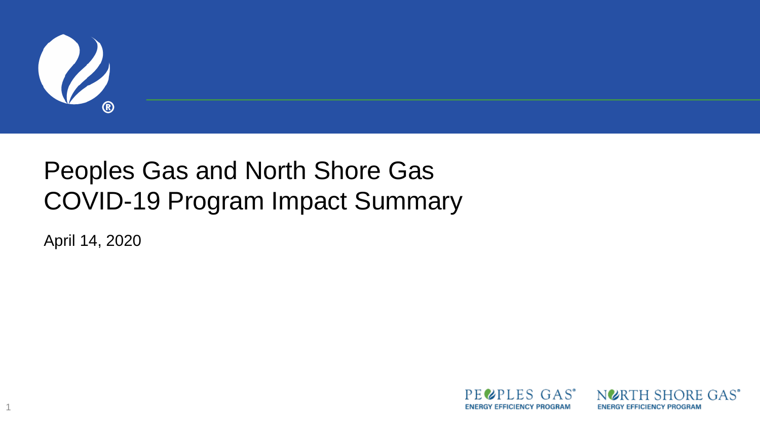# Peoples Gas and North Shore Gas COVID-19 Program Impact Summary

April 14, 2020

PEOPLES GAS® ENERGY EFFICIENCY PROGRAM

NORTH SHORE GAS® ENERGY EFFICIENCY PROGRAM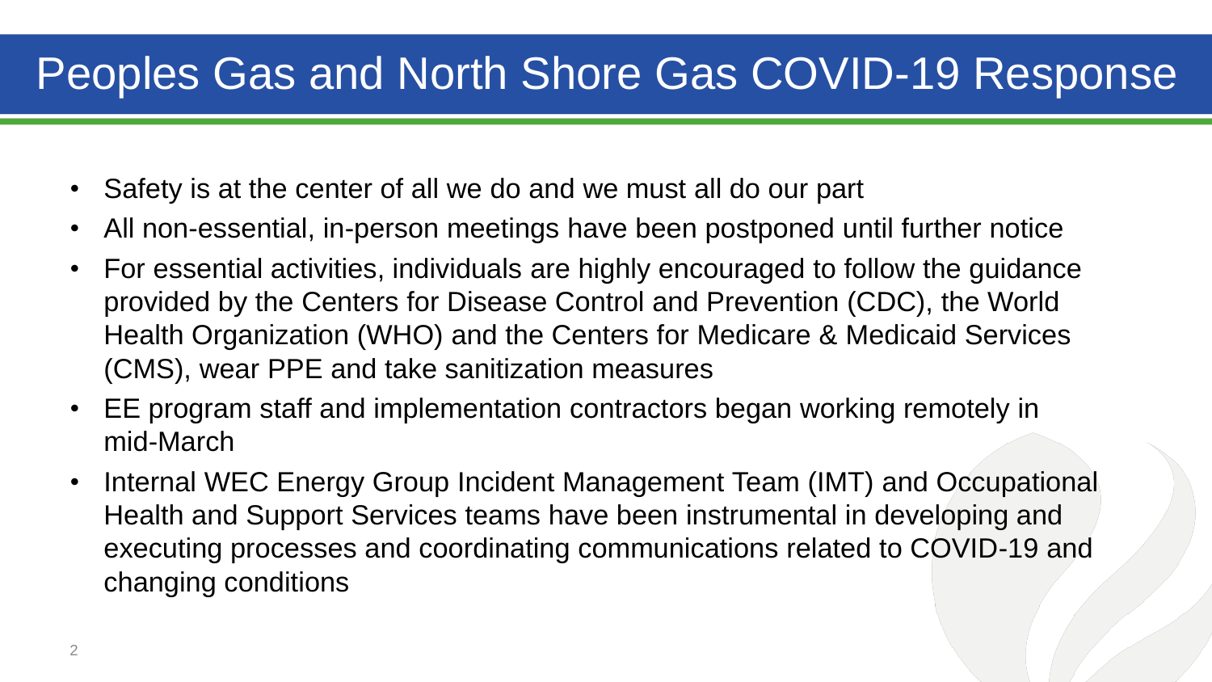# Peoples Gas and North Shore Gas COVID-19 Response

- Safety is at the center of all we do and we must all do our part
- All non-essential, in-person meetings have been postponed until further notice
- For essential activities, individuals are highly encouraged to follow the guidance provided by the Centers for Disease Control and Prevention (CDC), the World Health Organization (WHO) and the Centers for Medicare & Medicaid Services (CMS), wear PPE and take sanitization measures
- EE program staff and implementation contractors began working remotely in mid-March
- Internal WEC Energy Group Incident Management Team (IMT) and Occupational Health and Support Services teams have been instrumental in developing and executing processes and coordinating communications related to COVID-19 and changing conditions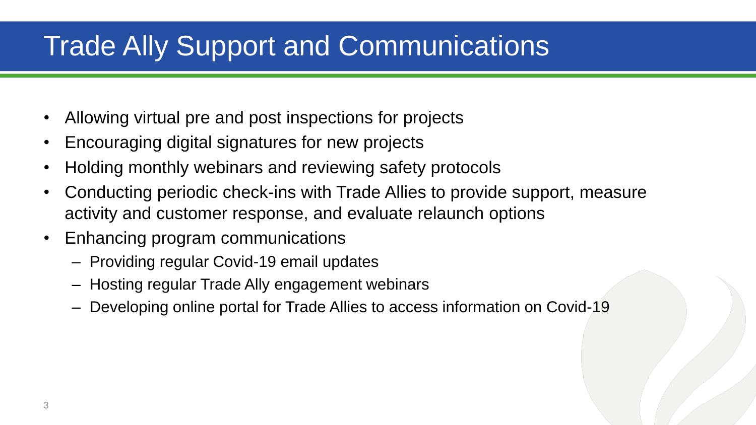# Trade Ally Support and Communications

- Allowing virtual pre and post inspections for projects
- Encouraging digital signatures for new projects
- Holding monthly webinars and reviewing safety protocols
- Conducting periodic check-ins with Trade Allies to provide support, measure activity and customer response, and evaluate relaunch options
- Enhancing program communications
  - Providing regular Covid-19 email updates
  - Hosting regular Trade Ally engagement webinars
  - Developing online portal for Trade Allies to access information on Covid-19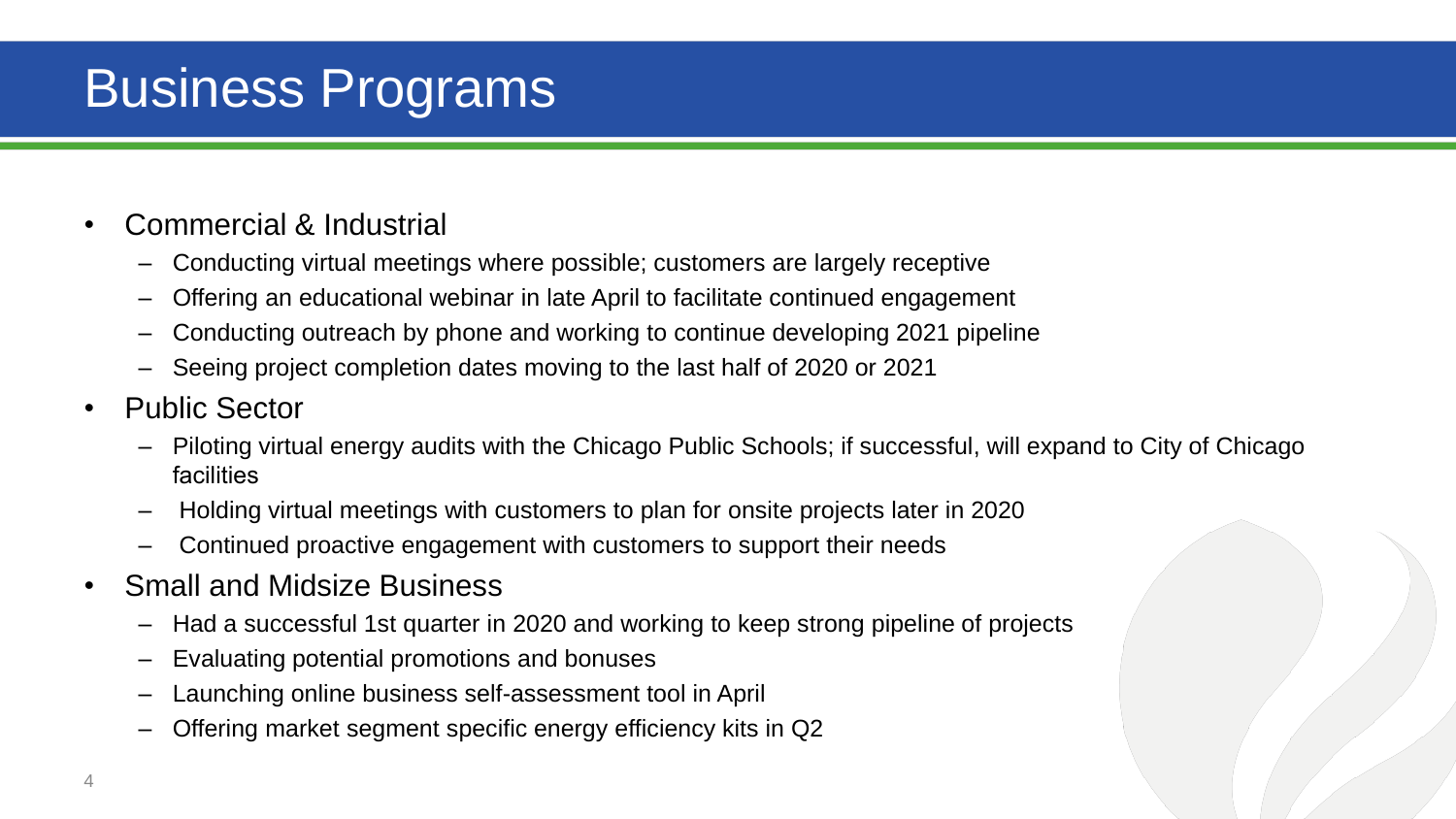# Business Programs

- Commercial & Industrial
  - Conducting virtual meetings where possible; customers are largely receptive
  - Offering an educational webinar in late April to facilitate continued engagement
  - Conducting outreach by phone and working to continue developing 2021 pipeline
  - Seeing project completion dates moving to the last half of 2020 or 2021
- Public Sector
  - Piloting virtual energy audits with the Chicago Public Schools; if successful, will expand to City of Chicago facilities
  - Holding virtual meetings with customers to plan for onsite projects later in 2020
  - Continued proactive engagement with customers to support their needs
- Small and Midsize Business
  - Had a successful 1st quarter in 2020 and working to keep strong pipeline of projects
  - Evaluating potential promotions and bonuses
  - Launching online business self-assessment tool in April
  - Offering market segment specific energy efficiency kits in Q2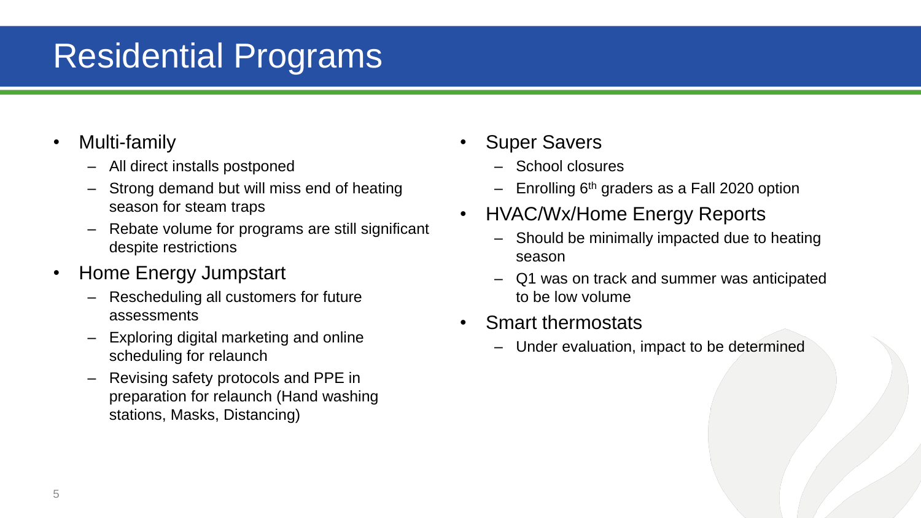# Residential Programs

- Multi-family
  - All direct installs postponed
  - Strong demand but will miss end of heating season for steam traps
  - Rebate volume for programs are still significant despite restrictions
- Home Energy Jumpstart
  - Rescheduling all customers for future assessments
  - Exploring digital marketing and online scheduling for relaunch
  - Revising safety protocols and PPE in preparation for relaunch (Hand washing stations, Masks, Distancing)
- Super Savers
  - School closures
  - Enrolling 6th graders as a Fall 2020 option
- HVAC/Wx/Home Energy Reports
  - Should be minimally impacted due to heating season
  - Q1 was on track and summer was anticipated to be low volume
- Smart thermostats
  - Under evaluation, impact to be determined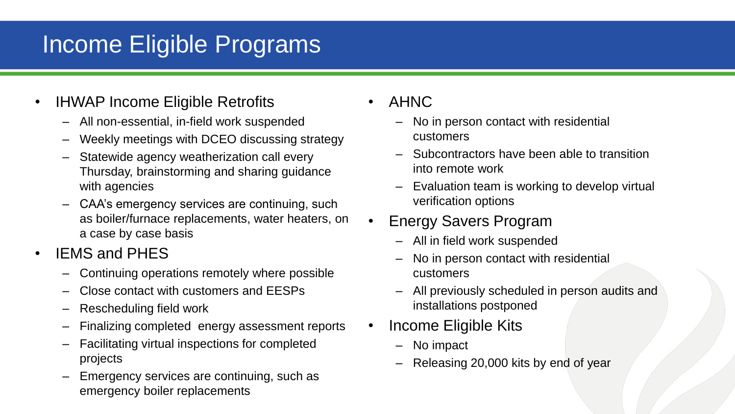# Income Eligible Programs

- IHWAP Income Eligible Retrofits
  - All non-essential, in-field work suspended
  - Weekly meetings with DCEO discussing strategy
  - Statewide agency weatherization call every Thursday, brainstorming and sharing guidance with agencies
  - CAA's emergency services are continuing, such as boiler/furnace replacements, water heaters, on a case by case basis
- IEMS and PHES
  - Continuing operations remotely where possible
  - Close contact with customers and EESPs
  - Rescheduling field work
  - Finalizing completed energy assessment reports
  - Facilitating virtual inspections for completed projects
  - Emergency services are continuing, such as emergency boiler replacements
- AHNC
  - No in person contact with residential customers
  - Subcontractors have been able to transition into remote work
  - Evaluation team is working to develop virtual verification options
- Energy Savers Program
  - All in field work suspended
  - No in person contact with residential customers
  - All previously scheduled in person audits and installations postponed
- Income Eligible Kits
  - No impact
  - Releasing 20,000 kits by end of year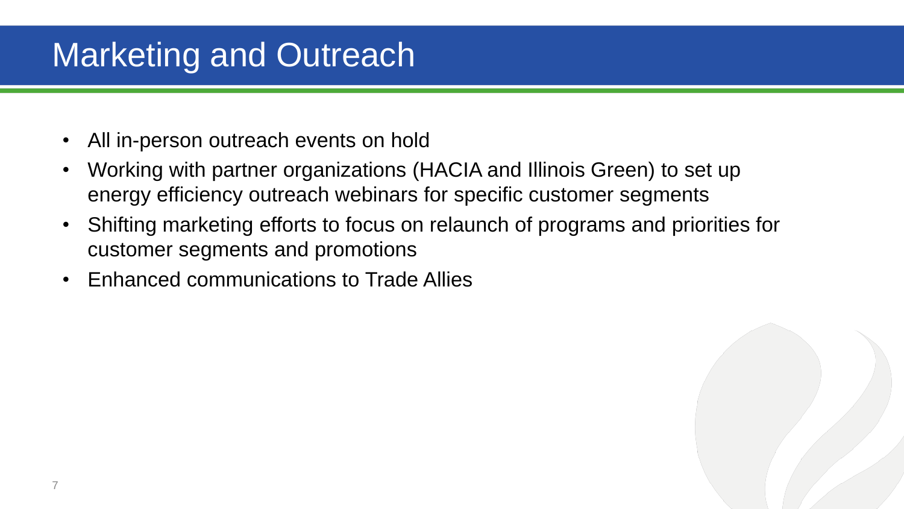# Marketing and Outreach

- All in-person outreach events on hold
- Working with partner organizations (HACIA and Illinois Green) to set up energy efficiency outreach webinars for specific customer segments
- Shifting marketing efforts to focus on relaunch of programs and priorities for customer segments and promotions
- Enhanced communications to Trade Allies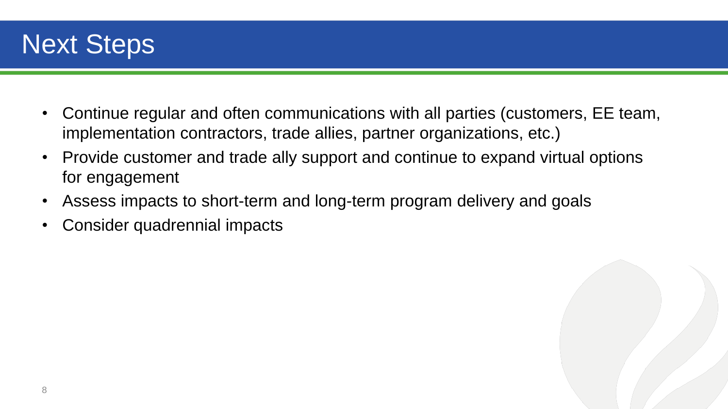# Next Steps

- Continue regular and often communications with all parties (customers, EE team, implementation contractors, trade allies, partner organizations, etc.)
- Provide customer and trade ally support and continue to expand virtual options for engagement
- Assess impacts to short-term and long-term program delivery and goals
- Consider quadrennial impacts